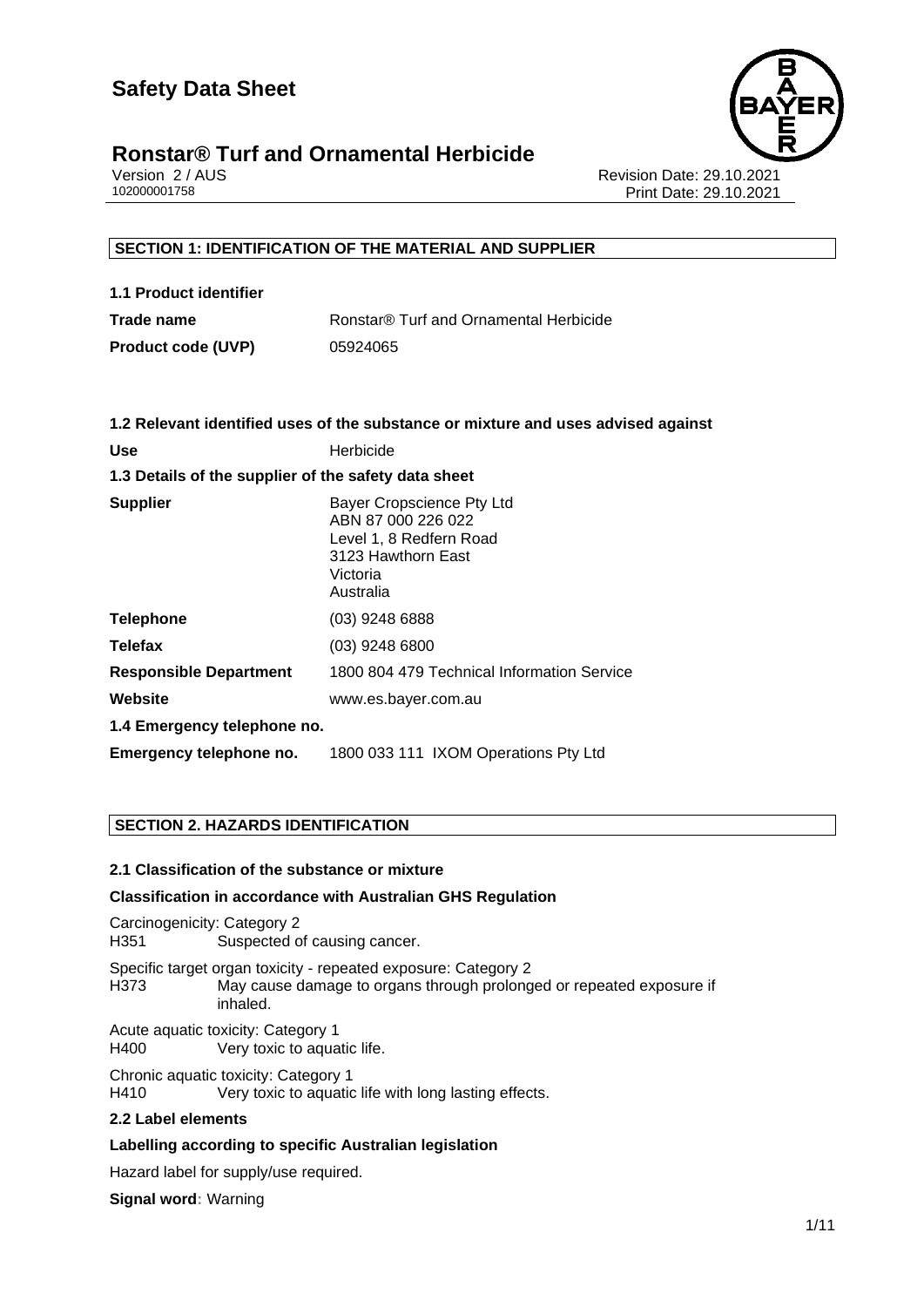# Safety Data Sheet

## Ronstar® Turf and Ornamental Herbicide

Version 2 / AUS
102000001758

Revision Date: 29.10.2021
Print Date: 29.10.2021

### SECTION 1: IDENTIFICATION OF THE MATERIAL AND SUPPLIER

**1.1 Product identifier**

| | |
|---|---|
| **Trade name** | Ronstar® Turf and Ornamental Herbicide |
| **Product code (UVP)** | 05924065 |

**1.2 Relevant identified uses of the substance or mixture and uses advised against**

| | |
|---|---|
| **Use** | Herbicide |

**1.3 Details of the supplier of the safety data sheet**

| | |
|---|---|
| **Supplier** | Bayer Cropscience Pty Ltd<br>ABN 87 000 226 022<br>Level 1, 8 Redfern Road<br>3123 Hawthorn East<br>Victoria<br>Australia |
| **Telephone** | (03) 9248 6888 |
| **Telefax** | (03) 9248 6800 |
| **Responsible Department** | 1800 804 479 Technical Information Service |
| **Website** | www.es.bayer.com.au |

**1.4 Emergency telephone no.**

| | |
|---|---|
| **Emergency telephone no.** | 1800 033 111 IXOM Operations Pty Ltd |

### SECTION 2. HAZARDS IDENTIFICATION

**2.1 Classification of the substance or mixture**

**Classification in accordance with Australian GHS Regulation**

Carcinogenicity: Category 2
H351 Suspected of causing cancer.

Specific target organ toxicity - repeated exposure: Category 2
H373 May cause damage to organs through prolonged or repeated exposure if inhaled.

Acute aquatic toxicity: Category 1
H400 Very toxic to aquatic life.

Chronic aquatic toxicity: Category 1
H410 Very toxic to aquatic life with long lasting effects.

**2.2 Label elements**

**Labelling according to specific Australian legislation**

Hazard label for supply/use required.

**Signal word:** Warning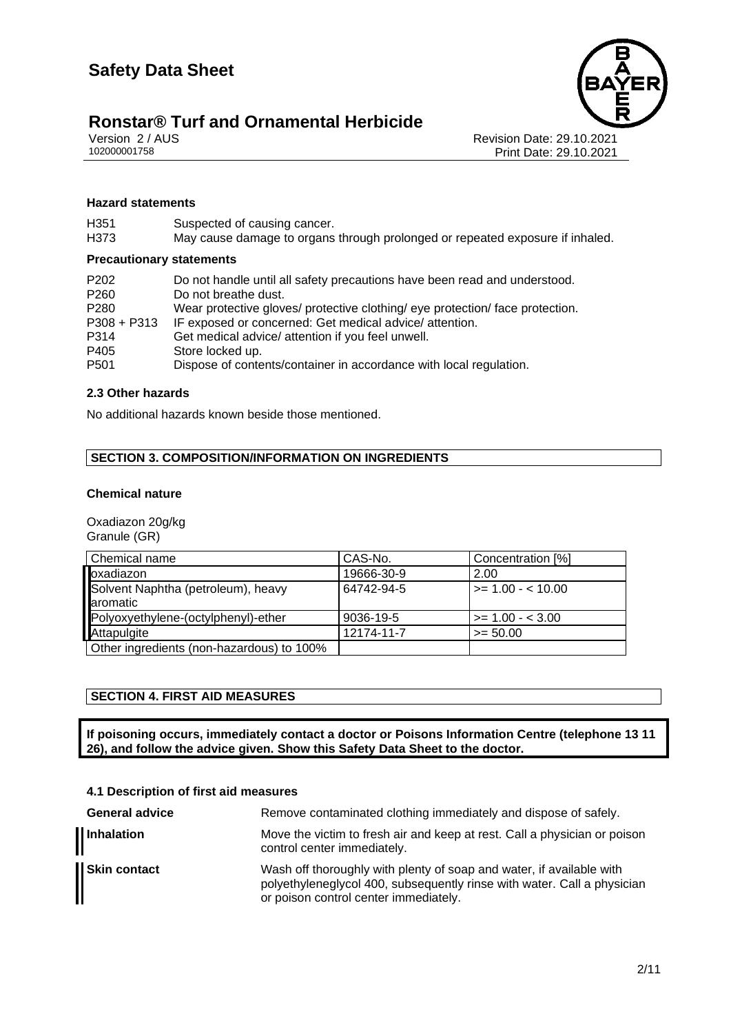#### Hazard statements

| | |
|---|---|
| H351 | Suspected of causing cancer. |
| H373 | May cause damage to organs through prolonged or repeated exposure if inhaled. |

#### Precautionary statements

| | |
|---|---|
| P202 | Do not handle until all safety precautions have been read and understood. |
| P260 | Do not breathe dust. |
| P280 | Wear protective gloves/ protective clothing/ eye protection/ face protection. |
| P308 + P313 | IF exposed or concerned: Get medical advice/ attention. |
| P314 | Get medical advice/ attention if you feel unwell. |
| P405 | Store locked up. |
| P501 | Dispose of contents/container in accordance with local regulation. |

### 2.3 Other hazards

No additional hazards known beside those mentioned.

## SECTION 3. COMPOSITION/INFORMATION ON INGREDIENTS

#### Chemical nature

Oxadiazon 20g/kg
Granule (GR)

| Chemical name | CAS-No. | Concentration [%] |
|---|---|---|
| oxadiazon | 19666-30-9 | 2.00 |
| Solvent Naphtha (petroleum), heavy aromatic | 64742-94-5 | >= 1.00 - < 10.00 |
| Polyoxyethylene-(octylphenyl)-ether | 9036-19-5 | >= 1.00 - < 3.00 |
| Attapulgite | 12174-11-7 | >= 50.00 |
| Other ingredients (non-hazardous) to 100% | | |

## SECTION 4. FIRST AID MEASURES

**If poisoning occurs, immediately contact a doctor or Poisons Information Centre (telephone 13 11 26), and follow the advice given. Show this Safety Data Sheet to the doctor.**

### 4.1 Description of first aid measures

| | |
|---|---|
| **General advice** | Remove contaminated clothing immediately and dispose of safely. |
| **Inhalation** | Move the victim to fresh air and keep at rest. Call a physician or poison control center immediately. |
| **Skin contact** | Wash off thoroughly with plenty of soap and water, if available with polyethyleneglycol 400, subsequently rinse with water. Call a physician or poison control center immediately. |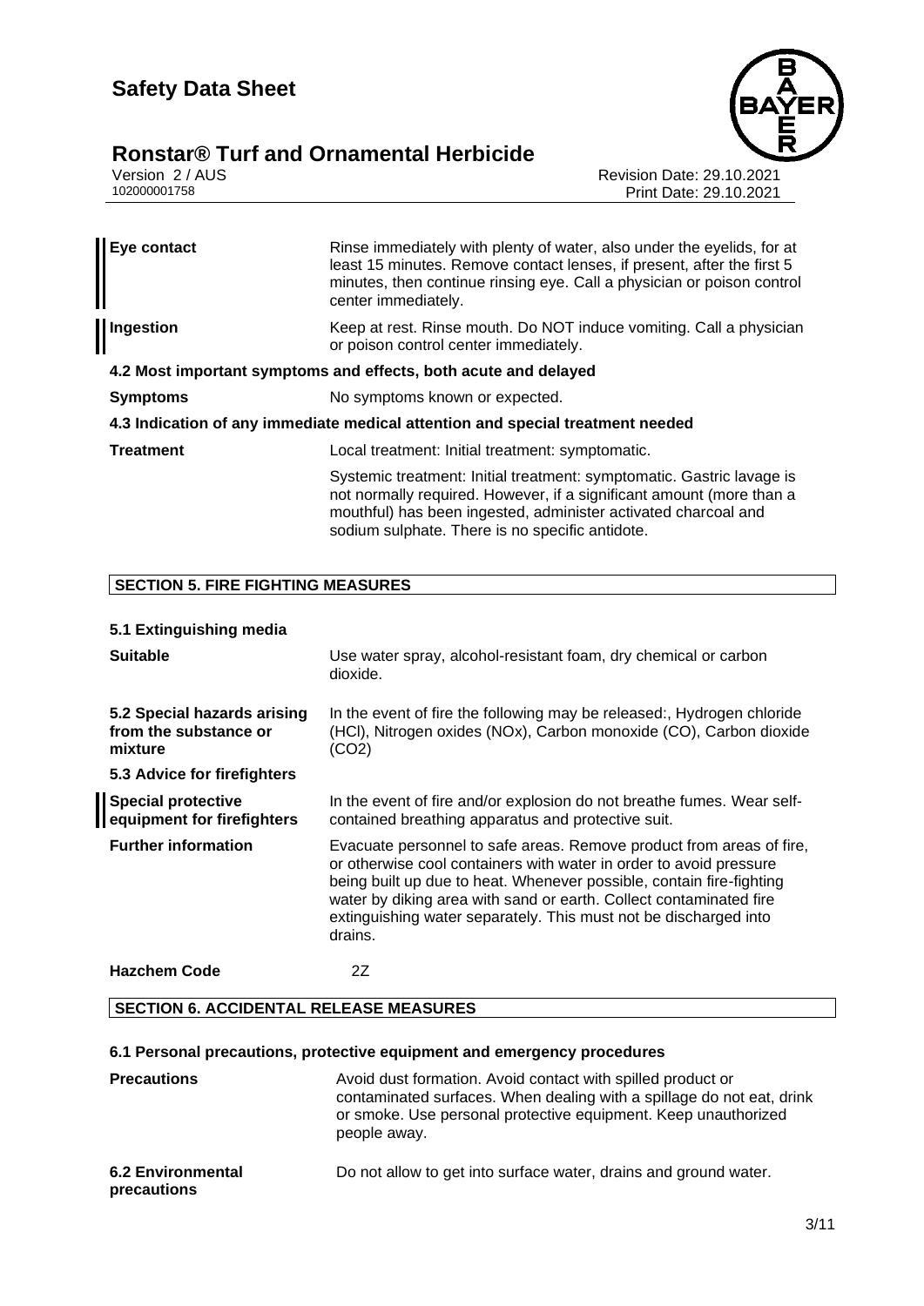| | |
|---|---|
| **Eye contact** | Rinse immediately with plenty of water, also under the eyelids, for at least 15 minutes. Remove contact lenses, if present, after the first 5 minutes, then continue rinsing eye. Call a physician or poison control center immediately. |
| **Ingestion** | Keep at rest. Rinse mouth. Do NOT induce vomiting. Call a physician or poison control center immediately. |

**4.2 Most important symptoms and effects, both acute and delayed**

| | |
|---|---|
| **Symptoms** | No symptoms known or expected. |

**4.3 Indication of any immediate medical attention and special treatment needed**

| | |
|---|---|
| **Treatment** | Local treatment: Initial treatment: symptomatic.<br><br>Systemic treatment: Initial treatment: symptomatic. Gastric lavage is not normally required. However, if a significant amount (more than a mouthful) has been ingested, administer activated charcoal and sodium sulphate. There is no specific antidote. |

## SECTION 5. FIRE FIGHTING MEASURES

**5.1 Extinguishing media**

| | |
|---|---|
| **Suitable** | Use water spray, alcohol-resistant foam, dry chemical or carbon dioxide. |
| **5.2 Special hazards arising from the substance or mixture** | In the event of fire the following may be released:, Hydrogen chloride (HCl), Nitrogen oxides (NOx), Carbon monoxide (CO), Carbon dioxide ($CO_2$) |

**5.3 Advice for firefighters**

| | |
|---|---|
| **Special protective equipment for firefighters** | In the event of fire and/or explosion do not breathe fumes. Wear self-contained breathing apparatus and protective suit. |
| **Further information** | Evacuate personnel to safe areas. Remove product from areas of fire, or otherwise cool containers with water in order to avoid pressure being built up due to heat. Whenever possible, contain fire-fighting water by diking area with sand or earth. Collect contaminated fire extinguishing water separately. This must not be discharged into drains. |
| **Hazchem Code** | 2Z |

## SECTION 6. ACCIDENTAL RELEASE MEASURES

**6.1 Personal precautions, protective equipment and emergency procedures**

| | |
|---|---|
| **Precautions** | Avoid dust formation. Avoid contact with spilled product or contaminated surfaces. When dealing with a spillage do not eat, drink or smoke. Use personal protective equipment. Keep unauthorized people away. |
| **6.2 Environmental precautions** | Do not allow to get into surface water, drains and ground water. |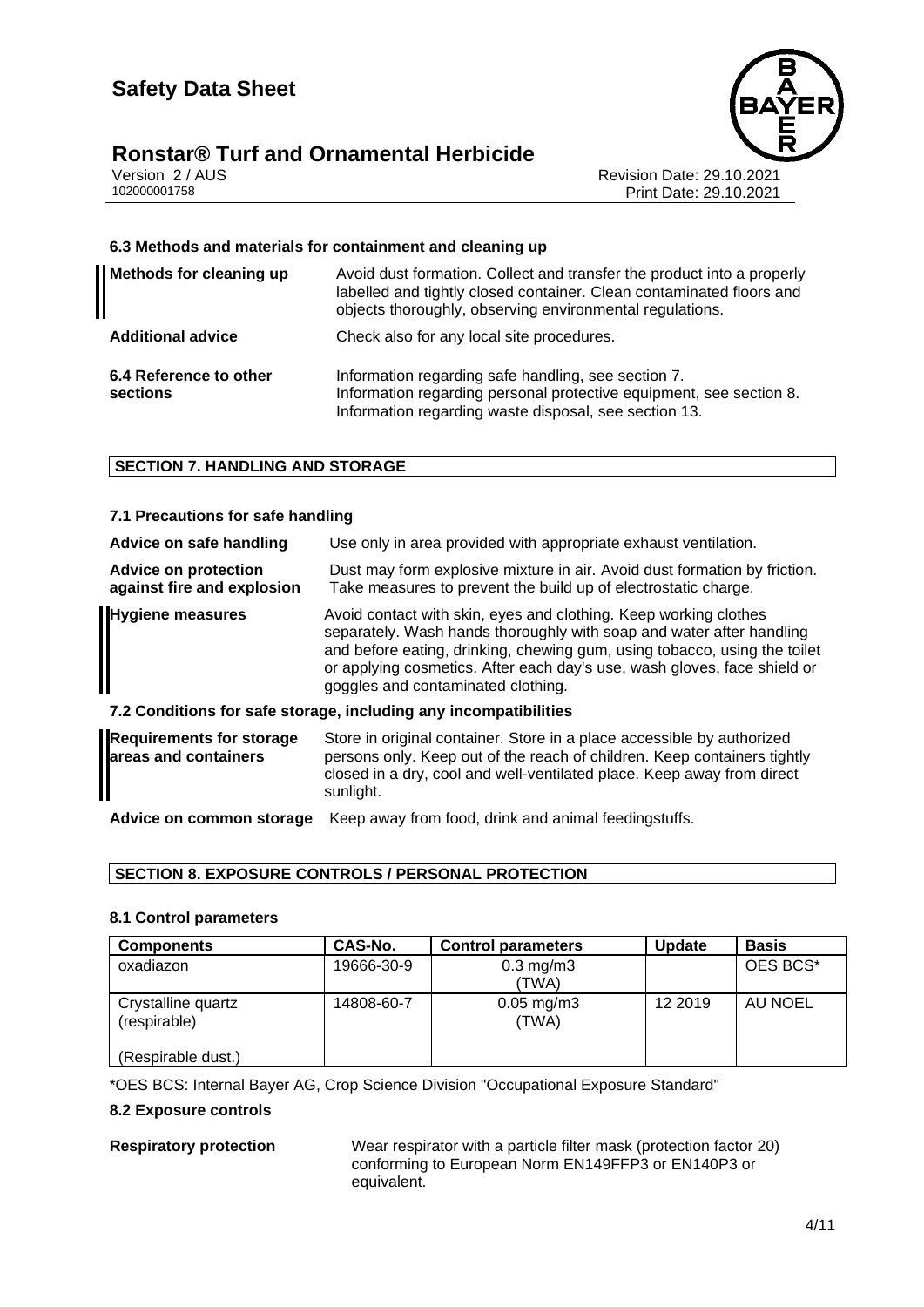#### 6.3 Methods and materials for containment and cleaning up

| | |
|---|---|
| **Methods for cleaning up** | Avoid dust formation. Collect and transfer the product into a properly labelled and tightly closed container. Clean contaminated floors and objects thoroughly, observing environmental regulations. |
| **Additional advice** | Check also for any local site procedures. |
| **6.4 Reference to other sections** | Information regarding safe handling, see section 7. Information regarding personal protective equipment, see section 8. Information regarding waste disposal, see section 13. |

## SECTION 7. HANDLING AND STORAGE

#### 7.1 Precautions for safe handling

| | |
|---|---|
| **Advice on safe handling** | Use only in area provided with appropriate exhaust ventilation. |
| **Advice on protection against fire and explosion** | Dust may form explosive mixture in air. Avoid dust formation by friction. Take measures to prevent the build up of electrostatic charge. |
| **Hygiene measures** | Avoid contact with skin, eyes and clothing. Keep working clothes separately. Wash hands thoroughly with soap and water after handling and before eating, drinking, chewing gum, using tobacco, using the toilet or applying cosmetics. After each day's use, wash gloves, face shield or goggles and contaminated clothing. |

#### 7.2 Conditions for safe storage, including any incompatibilities

| | |
|---|---|
| **Requirements for storage areas and containers** | Store in original container. Store in a place accessible by authorized persons only. Keep out of the reach of children. Keep containers tightly closed in a dry, cool and well-ventilated place. Keep away from direct sunlight. |
| **Advice on common storage** | Keep away from food, drink and animal feedingstuffs. |

## SECTION 8. EXPOSURE CONTROLS / PERSONAL PROTECTION

#### 8.1 Control parameters

| Components | CAS-No. | Control parameters | Update | Basis |
|---|---|---|---|---|
| oxadiazon | 19666-30-9 | 0.3 mg/m3 (TWA) | | OES BCS* |
| Crystalline quartz (respirable)<br><br>(Respirable dust.) | 14808-60-7 | 0.05 mg/m3 (TWA) | 12 2019 | AU NOEL |

*OES BCS: Internal Bayer AG, Crop Science Division "Occupational Exposure Standard"

#### 8.2 Exposure controls

| | |
|---|---|
| **Respiratory protection** | Wear respirator with a particle filter mask (protection factor 20) conforming to European Norm EN149FFP3 or EN140P3 or equivalent. |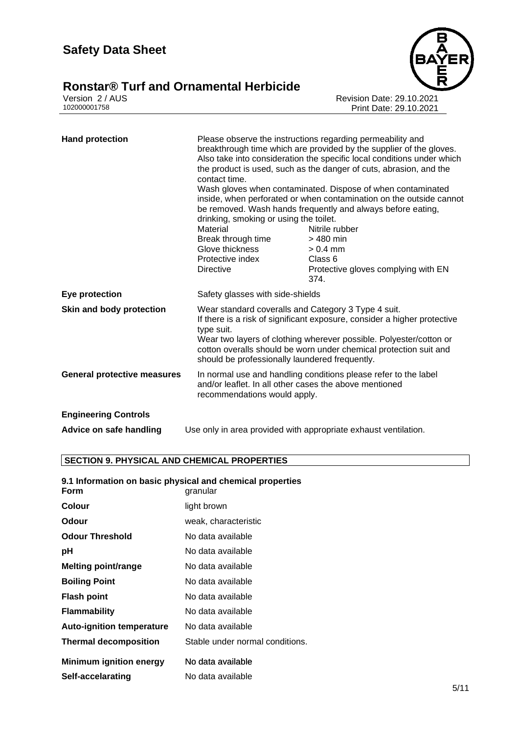| | |
|---|---|
| **Hand protection** | Please observe the instructions regarding permeability and breakthrough time which are provided by the supplier of the gloves. Also take into consideration the specific local conditions under which the product is used, such as the danger of cuts, abrasion, and the contact time.<br>Wash gloves when contaminated. Dispose of when contaminated inside, when perforated or when contamination on the outside cannot be removed. Wash hands frequently and always before eating, drinking, smoking or using the toilet.<br>Material: Nitrile rubber<br>Break through time: > 480 min<br>Glove thickness: > 0.4 mm<br>Protective index: Class 6<br>Directive: Protective gloves complying with EN 374. |
| **Eye protection** | Safety glasses with side-shields |
| **Skin and body protection** | Wear standard coveralls and Category 3 Type 4 suit.<br>If there is a risk of significant exposure, consider a higher protective type suit.<br>Wear two layers of clothing wherever possible. Polyester/cotton or cotton overalls should be worn under chemical protection suit and should be professionally laundered frequently. |
| **General protective measures** | In normal use and handling conditions please refer to the label and/or leaflet. In all other cases the above mentioned recommendations would apply. |

**Engineering Controls**

| | |
|---|---|
| **Advice on safe handling** | Use only in area provided with appropriate exhaust ventilation. |

## SECTION 9. PHYSICAL AND CHEMICAL PROPERTIES

### 9.1 Information on basic physical and chemical properties

| | |
|---|---|
| **Form** | granular |
| **Colour** | light brown |
| **Odour** | weak, characteristic |
| **Odour Threshold** | No data available |
| **pH** | No data available |
| **Melting point/range** | No data available |
| **Boiling Point** | No data available |
| **Flash point** | No data available |
| **Flammability** | No data available |
| **Auto-ignition temperature** | No data available |
| **Thermal decomposition** | Stable under normal conditions. |
| **Minimum ignition energy** | No data available |
| **Self-accelarating** | No data available |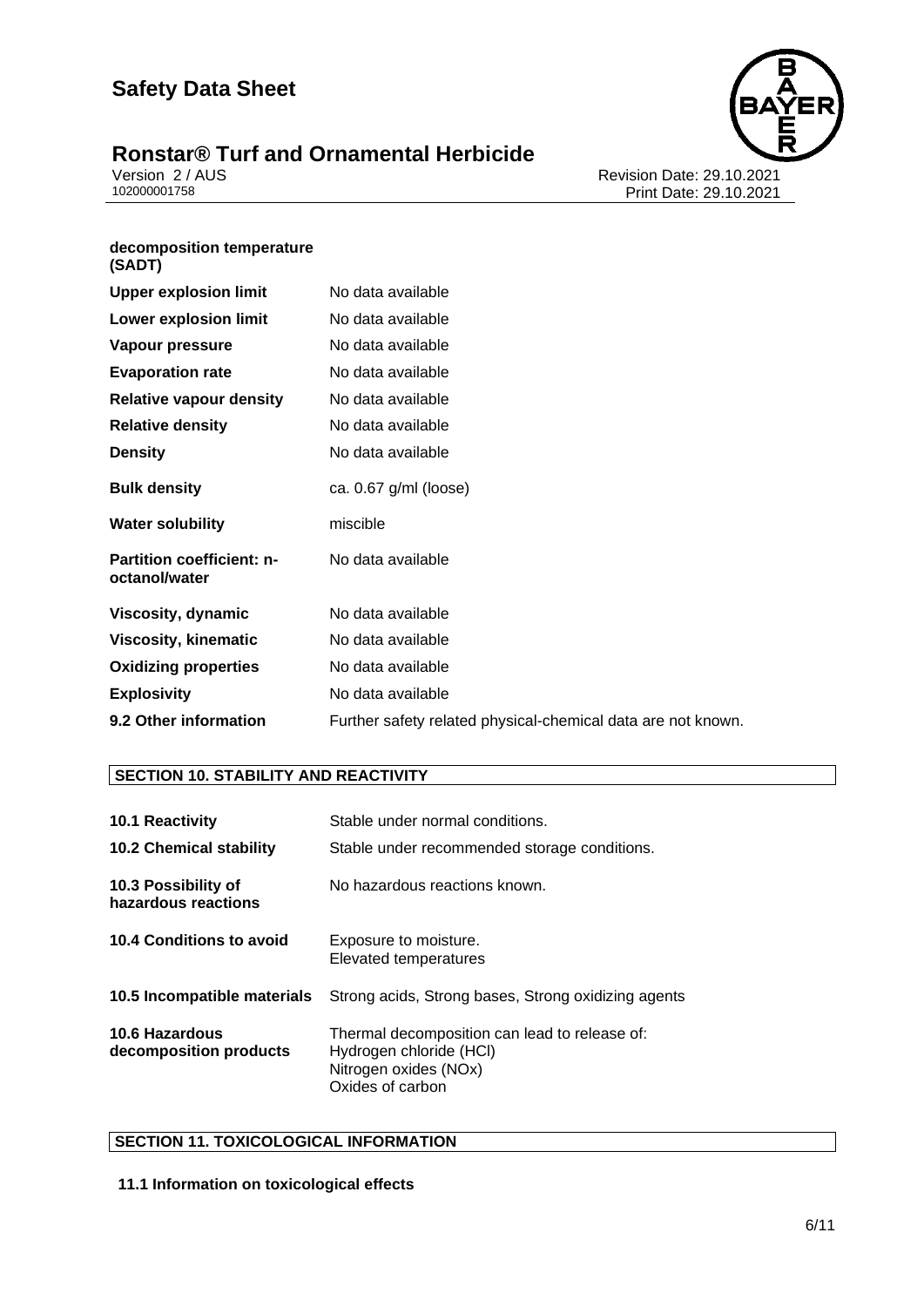| | |
|---|---|
| **decomposition temperature (SADT)** | |
| **Upper explosion limit** | No data available |
| **Lower explosion limit** | No data available |
| **Vapour pressure** | No data available |
| **Evaporation rate** | No data available |
| **Relative vapour density** | No data available |
| **Relative density** | No data available |
| **Density** | No data available |
| **Bulk density** | ca. 0.67 g/ml (loose) |
| **Water solubility** | miscible |
| **Partition coefficient: n-octanol/water** | No data available |
| **Viscosity, dynamic** | No data available |
| **Viscosity, kinematic** | No data available |
| **Oxidizing properties** | No data available |
| **Explosivity** | No data available |
| **9.2 Other information** | Further safety related physical-chemical data are not known. |

## SECTION 10. STABILITY AND REACTIVITY

| | |
|---|---|
| **10.1 Reactivity** | Stable under normal conditions. |
| **10.2 Chemical stability** | Stable under recommended storage conditions. |
| **10.3 Possibility of hazardous reactions** | No hazardous reactions known. |
| **10.4 Conditions to avoid** | Exposure to moisture.<br>Elevated temperatures |
| **10.5 Incompatible materials** | Strong acids, Strong bases, Strong oxidizing agents |
| **10.6 Hazardous decomposition products** | Thermal decomposition can lead to release of:<br>Hydrogen chloride (HCl)<br>Nitrogen oxides (NOx)<br>Oxides of carbon |

## SECTION 11. TOXICOLOGICAL INFORMATION

**11.1 Information on toxicological effects**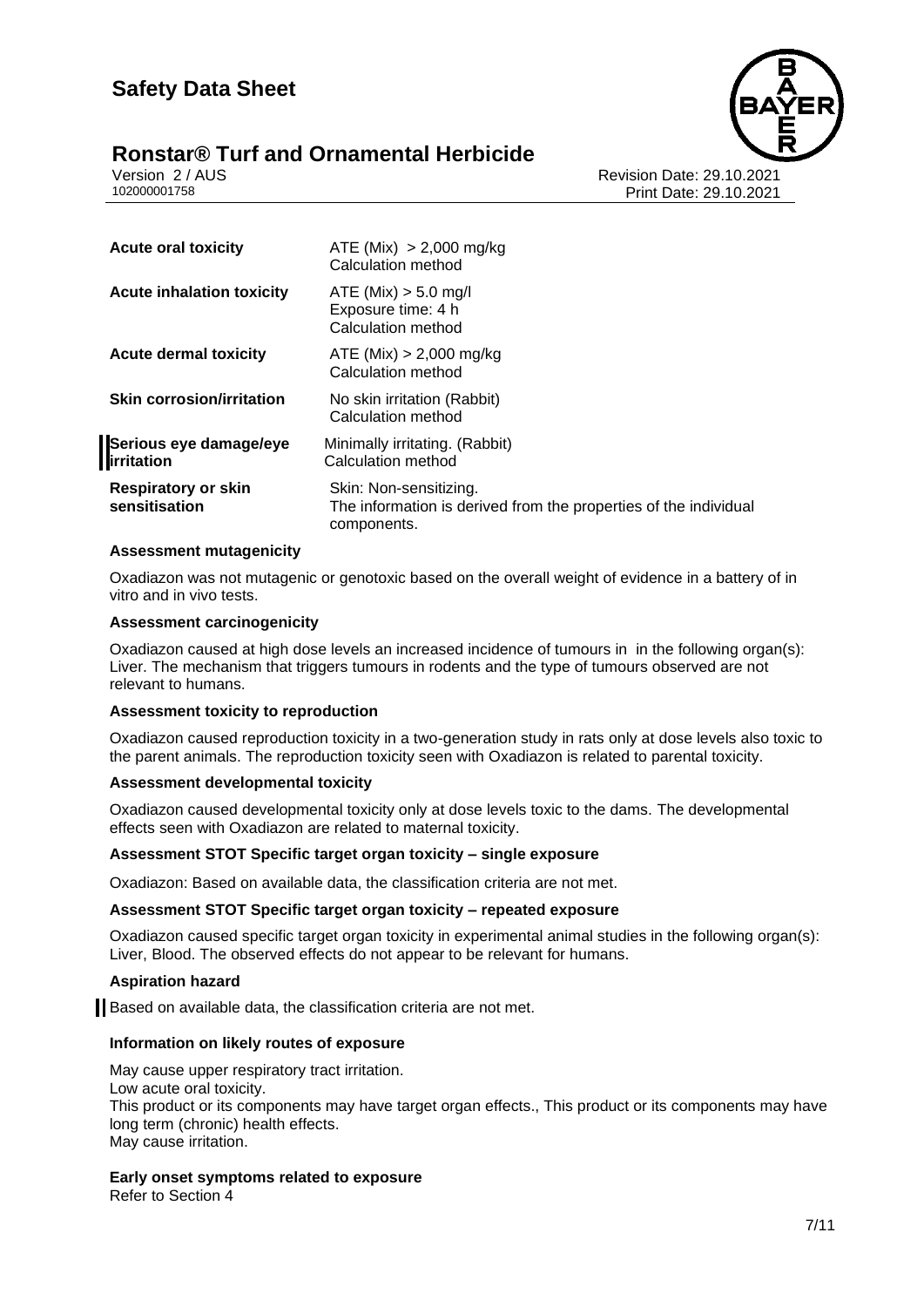| | |
|---|---|
| **Acute oral toxicity** | ATE (Mix) > 2,000 mg/kg<br>Calculation method |
| **Acute inhalation toxicity** | ATE (Mix) > 5.0 mg/l<br>Exposure time: 4 h<br>Calculation method |
| **Acute dermal toxicity** | ATE (Mix) > 2,000 mg/kg<br>Calculation method |
| **Skin corrosion/irritation** | No skin irritation (Rabbit)<br>Calculation method |
| **Serious eye damage/eye irritation** | Minimally irritating. (Rabbit)<br>Calculation method |
| **Respiratory or skin sensitisation** | Skin: Non-sensitizing.<br>The information is derived from the properties of the individual components. |

**Assessment mutagenicity**

Oxadiazon was not mutagenic or genotoxic based on the overall weight of evidence in a battery of in vitro and in vivo tests.

**Assessment carcinogenicity**

Oxadiazon caused at high dose levels an increased incidence of tumours in in the following organ(s): Liver. The mechanism that triggers tumours in rodents and the type of tumours observed are not relevant to humans.

**Assessment toxicity to reproduction**

Oxadiazon caused reproduction toxicity in a two-generation study in rats only at dose levels also toxic to the parent animals. The reproduction toxicity seen with Oxadiazon is related to parental toxicity.

**Assessment developmental toxicity**

Oxadiazon caused developmental toxicity only at dose levels toxic to the dams. The developmental effects seen with Oxadiazon are related to maternal toxicity.

**Assessment STOT Specific target organ toxicity – single exposure**

Oxadiazon: Based on available data, the classification criteria are not met.

**Assessment STOT Specific target organ toxicity – repeated exposure**

Oxadiazon caused specific target organ toxicity in experimental animal studies in the following organ(s): Liver, Blood. The observed effects do not appear to be relevant for humans.

**Aspiration hazard**

Based on available data, the classification criteria are not met.

**Information on likely routes of exposure**

May cause upper respiratory tract irritation.
Low acute oral toxicity.
This product or its components may have target organ effects., This product or its components may have long term (chronic) health effects.
May cause irritation.

**Early onset symptoms related to exposure**
Refer to Section 4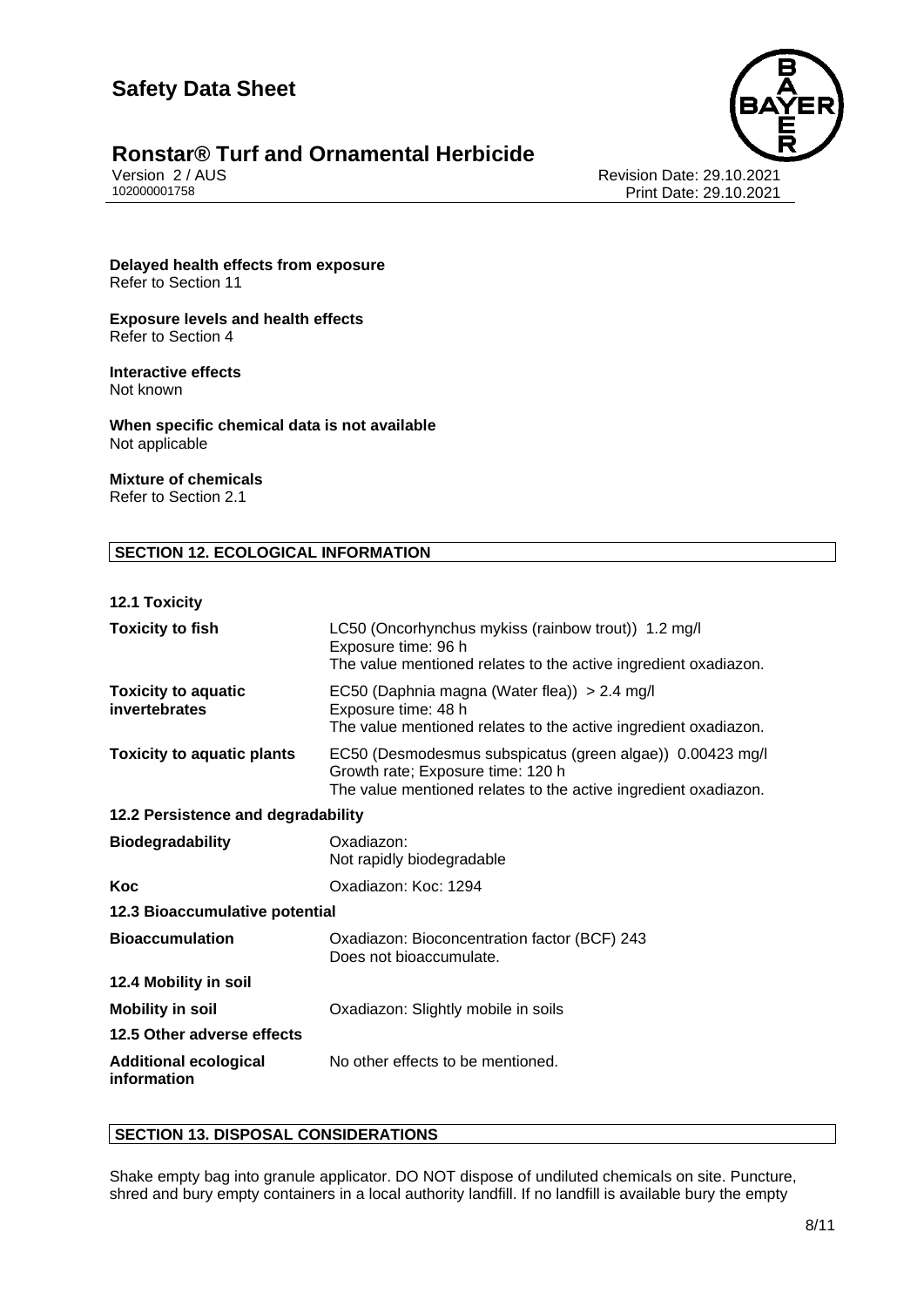**Delayed health effects from exposure**
Refer to Section 11

**Exposure levels and health effects**
Refer to Section 4

**Interactive effects**
Not known

**When specific chemical data is not available**
Not applicable

**Mixture of chemicals**
Refer to Section 2.1

## SECTION 12. ECOLOGICAL INFORMATION

### 12.1 Toxicity

| | |
|---|---|
| **Toxicity to fish** | LC50 (Oncorhynchus mykiss (rainbow trout)) 1.2 mg/l<br>Exposure time: 96 h<br>The value mentioned relates to the active ingredient oxadiazon. |
| **Toxicity to aquatic invertebrates** | EC50 (Daphnia magna (Water flea)) > 2.4 mg/l<br>Exposure time: 48 h<br>The value mentioned relates to the active ingredient oxadiazon. |
| **Toxicity to aquatic plants** | EC50 (Desmodesmus subspicatus (green algae)) 0.00423 mg/l<br>Growth rate; Exposure time: 120 h<br>The value mentioned relates to the active ingredient oxadiazon. |

### 12.2 Persistence and degradability

| | |
|---|---|
| **Biodegradability** | Oxadiazon:<br>Not rapidly biodegradable |
| **Koc** | Oxadiazon: Koc: 1294 |

### 12.3 Bioaccumulative potential

| | |
|---|---|
| **Bioaccumulation** | Oxadiazon: Bioconcentration factor (BCF) 243<br>Does not bioaccumulate. |

### 12.4 Mobility in soil

| | |
|---|---|
| **Mobility in soil** | Oxadiazon: Slightly mobile in soils |

### 12.5 Other adverse effects

| | |
|---|---|
| **Additional ecological information** | No other effects to be mentioned. |

## SECTION 13. DISPOSAL CONSIDERATIONS

Shake empty bag into granule applicator. DO NOT dispose of undiluted chemicals on site. Puncture, shred and bury empty containers in a local authority landfill. If no landfill is available bury the empty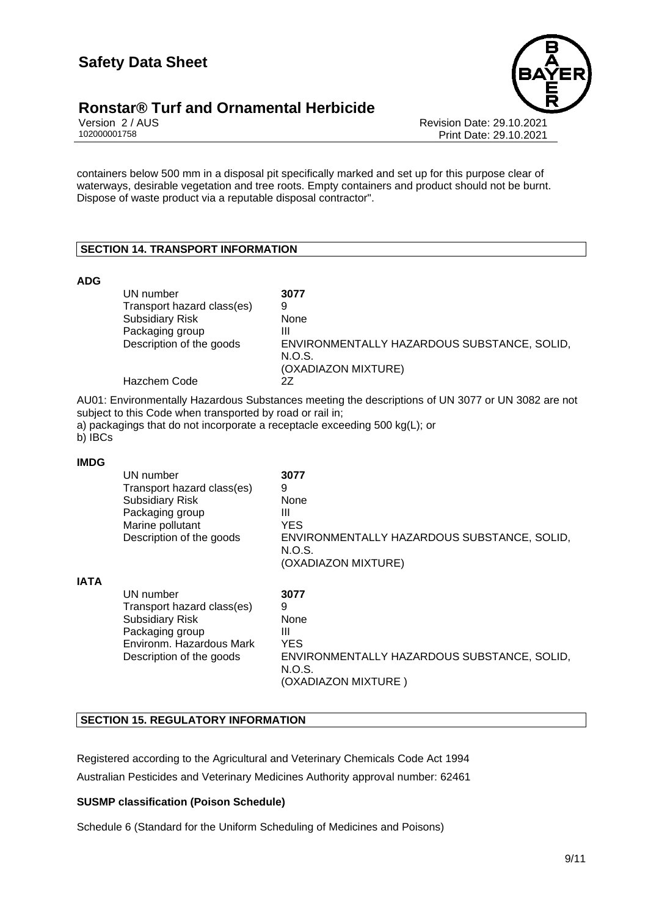containers below 500 mm in a disposal pit specifically marked and set up for this purpose clear of waterways, desirable vegetation and tree roots. Empty containers and product should not be burnt. Dispose of waste product via a reputable disposal contractor".

## SECTION 14. TRANSPORT INFORMATION

**ADG**

| | |
|---|---|
| UN number | **3077** |
| Transport hazard class(es) | 9 |
| Subsidiary Risk | None |
| Packaging group | III |
| Description of the goods | ENVIRONMENTALLY HAZARDOUS SUBSTANCE, SOLID, N.O.S. (OXADIAZON MIXTURE) |
| Hazchem Code | 2Z |

AU01: Environmentally Hazardous Substances meeting the descriptions of UN 3077 or UN 3082 are not subject to this Code when transported by road or rail in;
a) packagings that do not incorporate a receptacle exceeding 500 kg(L); or
b) IBCs

**IMDG**

| | |
|---|---|
| UN number | **3077** |
| Transport hazard class(es) | 9 |
| Subsidiary Risk | None |
| Packaging group | III |
| Marine pollutant | YES |
| Description of the goods | ENVIRONMENTALLY HAZARDOUS SUBSTANCE, SOLID, N.O.S. (OXADIAZON MIXTURE) |

**IATA**

| | |
|---|---|
| UN number | **3077** |
| Transport hazard class(es) | 9 |
| Subsidiary Risk | None |
| Packaging group | III |
| Environm. Hazardous Mark | YES |
| Description of the goods | ENVIRONMENTALLY HAZARDOUS SUBSTANCE, SOLID, N.O.S. (OXADIAZON MIXTURE ) |

## SECTION 15. REGULATORY INFORMATION

Registered according to the Agricultural and Veterinary Chemicals Code Act 1994

Australian Pesticides and Veterinary Medicines Authority approval number: 62461

**SUSMP classification (Poison Schedule)**

Schedule 6 (Standard for the Uniform Scheduling of Medicines and Poisons)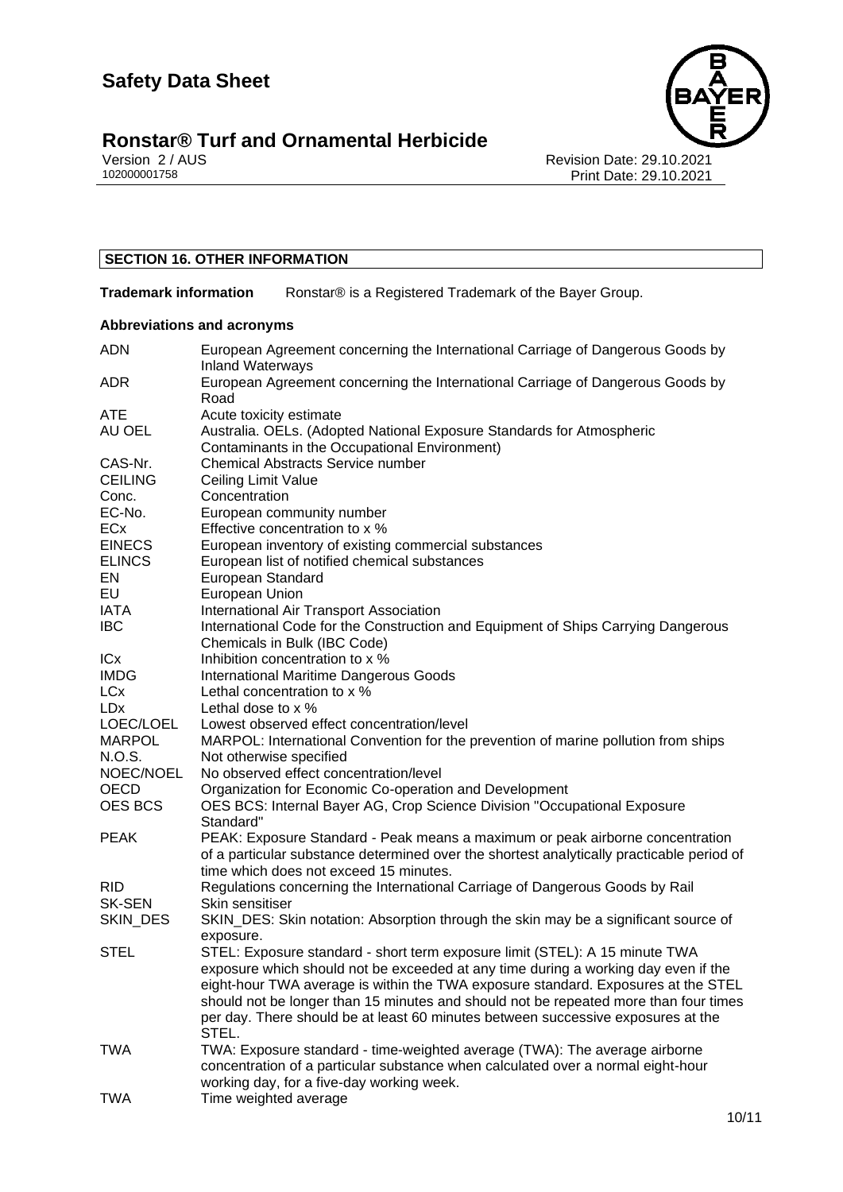## SECTION 16. OTHER INFORMATION

**Trademark information** Ronstar® is a Registered Trademark of the Bayer Group.

**Abbreviations and acronyms**

| | |
|---|---|
| ADN | European Agreement concerning the International Carriage of Dangerous Goods by Inland Waterways |
| ADR | European Agreement concerning the International Carriage of Dangerous Goods by Road |
| ATE | Acute toxicity estimate |
| AU OEL | Australia. OELs. (Adopted National Exposure Standards for Atmospheric Contaminants in the Occupational Environment) |
| CAS-Nr. | Chemical Abstracts Service number |
| CEILING | Ceiling Limit Value |
| Conc. | Concentration |
| EC-No. | European community number |
| ECx | Effective concentration to x % |
| EINECS | European inventory of existing commercial substances |
| ELINCS | European list of notified chemical substances |
| EN | European Standard |
| EU | European Union |
| IATA | International Air Transport Association |
| IBC | International Code for the Construction and Equipment of Ships Carrying Dangerous Chemicals in Bulk (IBC Code) |
| ICx | Inhibition concentration to x % |
| IMDG | International Maritime Dangerous Goods |
| LCx | Lethal concentration to x % |
| LDx | Lethal dose to x % |
| LOEC/LOEL | Lowest observed effect concentration/level |
| MARPOL | MARPOL: International Convention for the prevention of marine pollution from ships |
| N.O.S. | Not otherwise specified |
| NOEC/NOEL | No observed effect concentration/level |
| OECD | Organization for Economic Co-operation and Development |
| OES BCS | OES BCS: Internal Bayer AG, Crop Science Division "Occupational Exposure Standard" |
| PEAK | PEAK: Exposure Standard - Peak means a maximum or peak airborne concentration of a particular substance determined over the shortest analytically practicable period of time which does not exceed 15 minutes. |
| RID | Regulations concerning the International Carriage of Dangerous Goods by Rail |
| SK-SEN | Skin sensitiser |
| SKIN_DES | SKIN_DES: Skin notation: Absorption through the skin may be a significant source of exposure. |
| STEL | STEL: Exposure standard - short term exposure limit (STEL): A 15 minute TWA exposure which should not be exceeded at any time during a working day even if the eight-hour TWA average is within the TWA exposure standard. Exposures at the STEL should not be longer than 15 minutes and should not be repeated more than four times per day. There should be at least 60 minutes between successive exposures at the STEL. |
| TWA | TWA: Exposure standard - time-weighted average (TWA): The average airborne concentration of a particular substance when calculated over a normal eight-hour working day, for a five-day working week. |
| TWA | Time weighted average |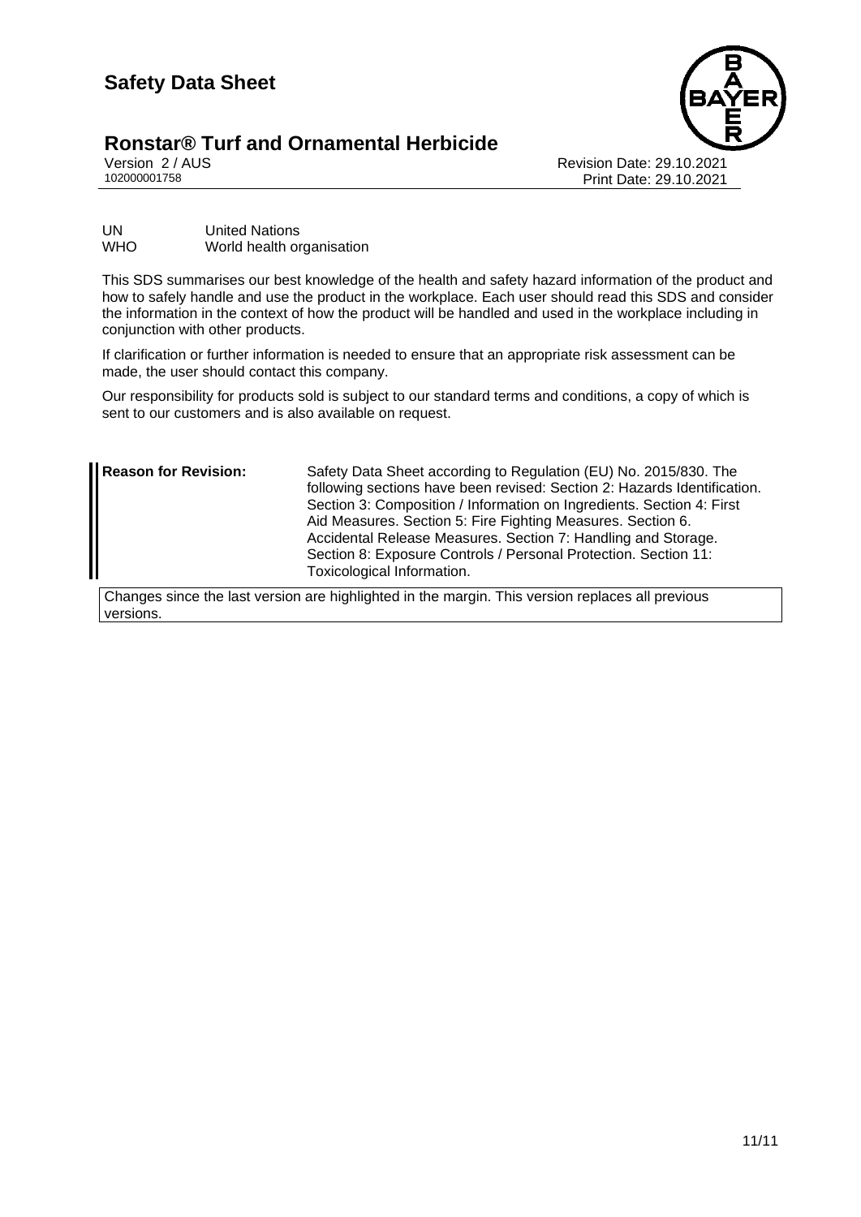| | |
|---|---|
| UN | United Nations |
| WHO | World health organisation |

This SDS summarises our best knowledge of the health and safety hazard information of the product and how to safely handle and use the product in the workplace. Each user should read this SDS and consider the information in the context of how the product will be handled and used in the workplace including in conjunction with other products.

If clarification or further information is needed to ensure that an appropriate risk assessment can be made, the user should contact this company.

Our responsibility for products sold is subject to our standard terms and conditions, a copy of which is sent to our customers and is also available on request.

| | |
|---|---|
| **Reason for Revision:** | Safety Data Sheet according to Regulation (EU) No. 2015/830. The following sections have been revised: Section 2: Hazards Identification. Section 3: Composition / Information on Ingredients. Section 4: First Aid Measures. Section 5: Fire Fighting Measures. Section 6. Accidental Release Measures. Section 7: Handling and Storage. Section 8: Exposure Controls / Personal Protection. Section 11: Toxicological Information. |

Changes since the last version are highlighted in the margin. This version replaces all previous versions.